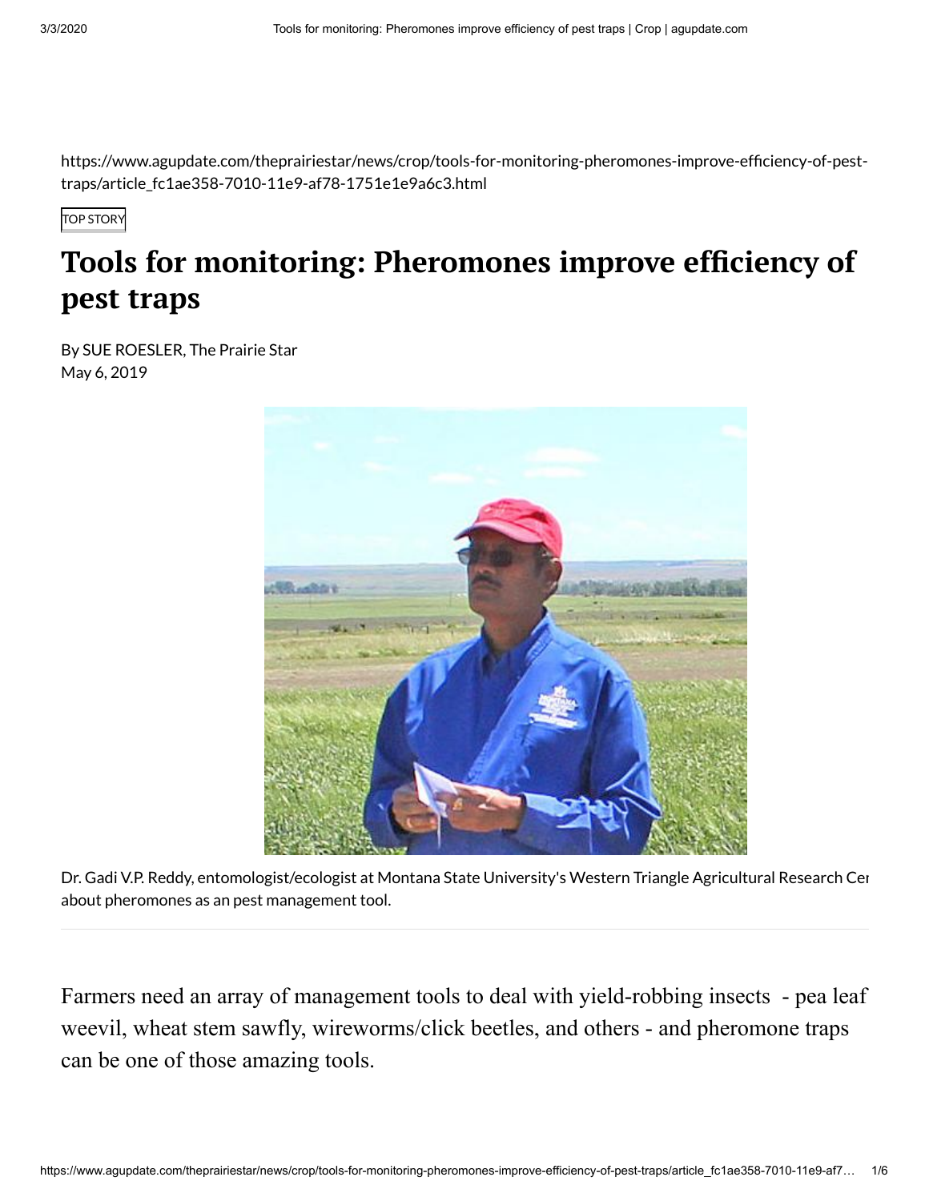https://www.agupdate.com/theprairiestar/news/crop/tools-for-monitoring-pheromones-improve-efficiency-of-pest-traps/article_fc1ae358-7010-11e9-af78-1751e1e9a6c3.html

TOP STORY

# Tools for monitoring: Pheromones improve efficiency of pest traps

By SUE ROESLER, The Prairie Star
May 6, 2019

Dr. Gadi V.P. Reddy, entomologist/ecologist at Montana State University's Western Triangle Agricultural Research Cer about pheromones as an pest management tool.

Farmers need an array of management tools to deal with yield-robbing insects - pea leaf weevil, wheat stem sawfly, wireworms/click beetles, and others - and pheromone traps can be one of those amazing tools.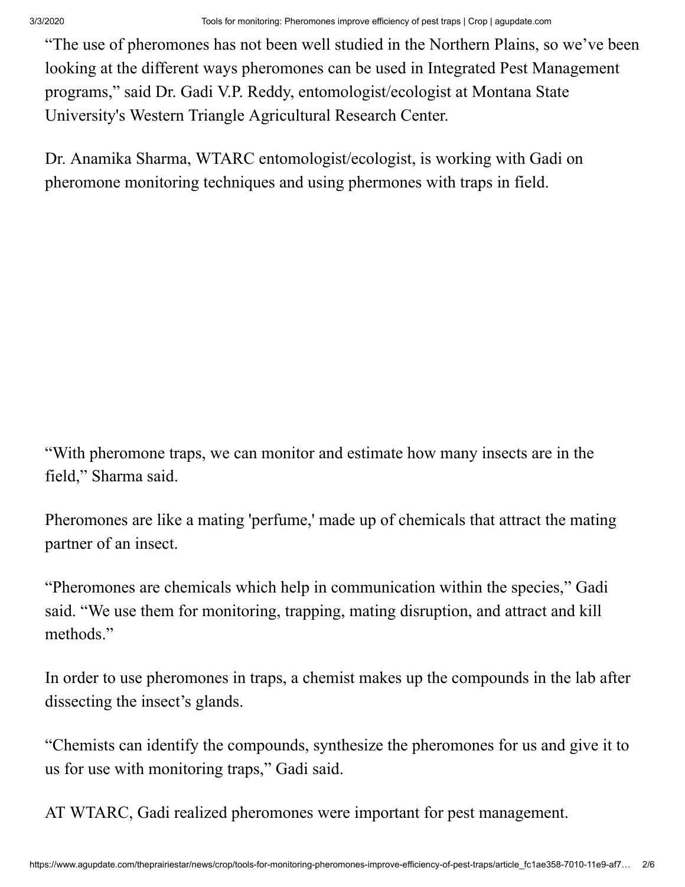"The use of pheromones has not been well studied in the Northern Plains, so we've been looking at the different ways pheromones can be used in Integrated Pest Management programs," said Dr. Gadi V.P. Reddy, entomologist/ecologist at Montana State University's Western Triangle Agricultural Research Center.

Dr. Anamika Sharma, WTARC entomologist/ecologist, is working with Gadi on pheromone monitoring techniques and using phermones with traps in field.

"With pheromone traps, we can monitor and estimate how many insects are in the field," Sharma said.

Pheromones are like a mating 'perfume,' made up of chemicals that attract the mating partner of an insect.

"Pheromones are chemicals which help in communication within the species," Gadi said. "We use them for monitoring, trapping, mating disruption, and attract and kill methods."

In order to use pheromones in traps, a chemist makes up the compounds in the lab after dissecting the insect's glands.

"Chemists can identify the compounds, synthesize the pheromones for us and give it to us for use with monitoring traps," Gadi said.

AT WTARC, Gadi realized pheromones were important for pest management.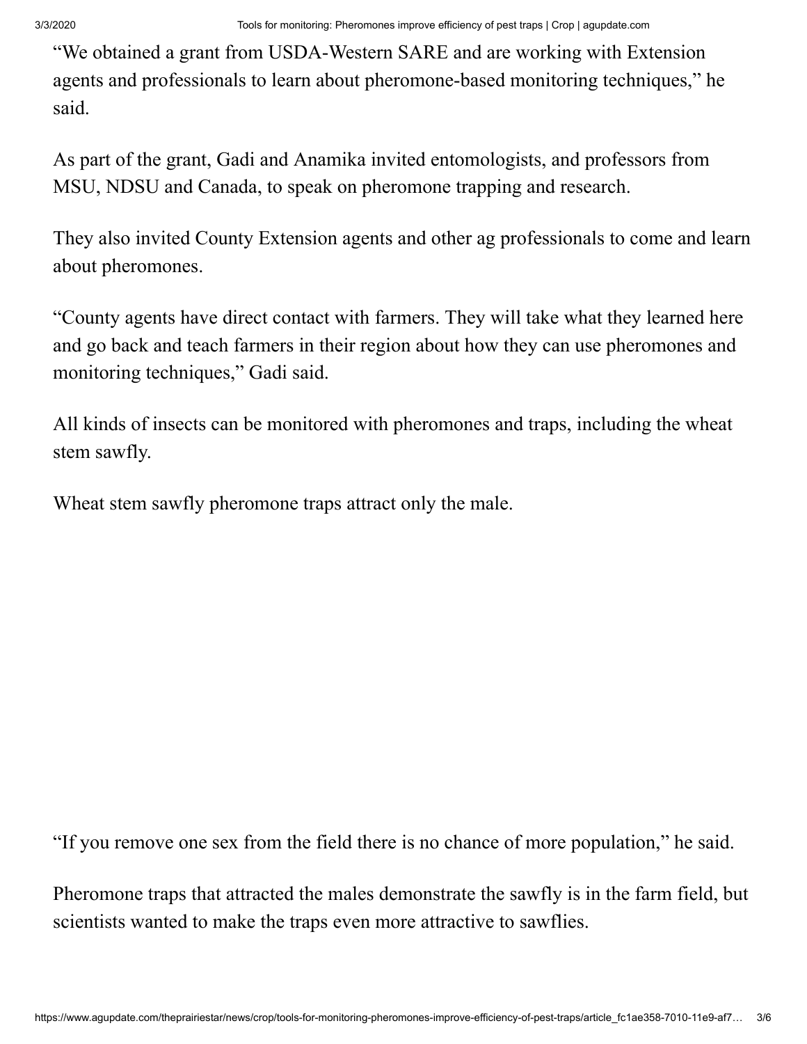"We obtained a grant from USDA-Western SARE and are working with Extension agents and professionals to learn about pheromone-based monitoring techniques," he said.

As part of the grant, Gadi and Anamika invited entomologists, and professors from MSU, NDSU and Canada, to speak on pheromone trapping and research.

They also invited County Extension agents and other ag professionals to come and learn about pheromones.

"County agents have direct contact with farmers. They will take what they learned here and go back and teach farmers in their region about how they can use pheromones and monitoring techniques," Gadi said.

All kinds of insects can be monitored with pheromones and traps, including the wheat stem sawfly.

Wheat stem sawfly pheromone traps attract only the male.

"If you remove one sex from the field there is no chance of more population," he said.

Pheromone traps that attracted the males demonstrate the sawfly is in the farm field, but scientists wanted to make the traps even more attractive to sawflies.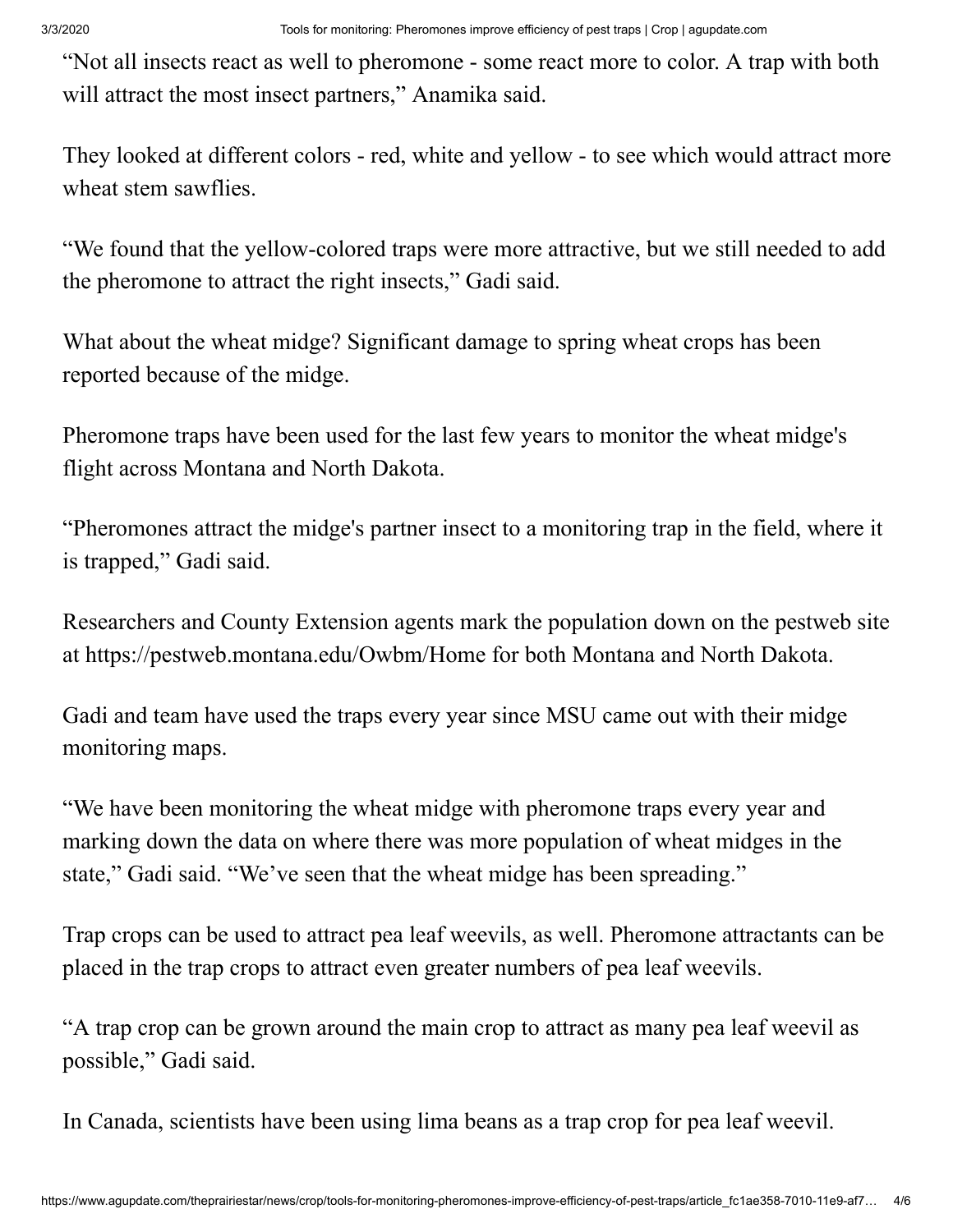"Not all insects react as well to pheromone - some react more to color. A trap with both will attract the most insect partners," Anamika said.

They looked at different colors - red, white and yellow - to see which would attract more wheat stem sawflies.

"We found that the yellow-colored traps were more attractive, but we still needed to add the pheromone to attract the right insects," Gadi said.

What about the wheat midge? Significant damage to spring wheat crops has been reported because of the midge.

Pheromone traps have been used for the last few years to monitor the wheat midge's flight across Montana and North Dakota.

"Pheromones attract the midge's partner insect to a monitoring trap in the field, where it is trapped," Gadi said.

Researchers and County Extension agents mark the population down on the pestweb site at https://pestweb.montana.edu/Owbm/Home for both Montana and North Dakota.

Gadi and team have used the traps every year since MSU came out with their midge monitoring maps.

"We have been monitoring the wheat midge with pheromone traps every year and marking down the data on where there was more population of wheat midges in the state," Gadi said. "We've seen that the wheat midge has been spreading."

Trap crops can be used to attract pea leaf weevils, as well. Pheromone attractants can be placed in the trap crops to attract even greater numbers of pea leaf weevils.

"A trap crop can be grown around the main crop to attract as many pea leaf weevil as possible," Gadi said.

In Canada, scientists have been using lima beans as a trap crop for pea leaf weevil.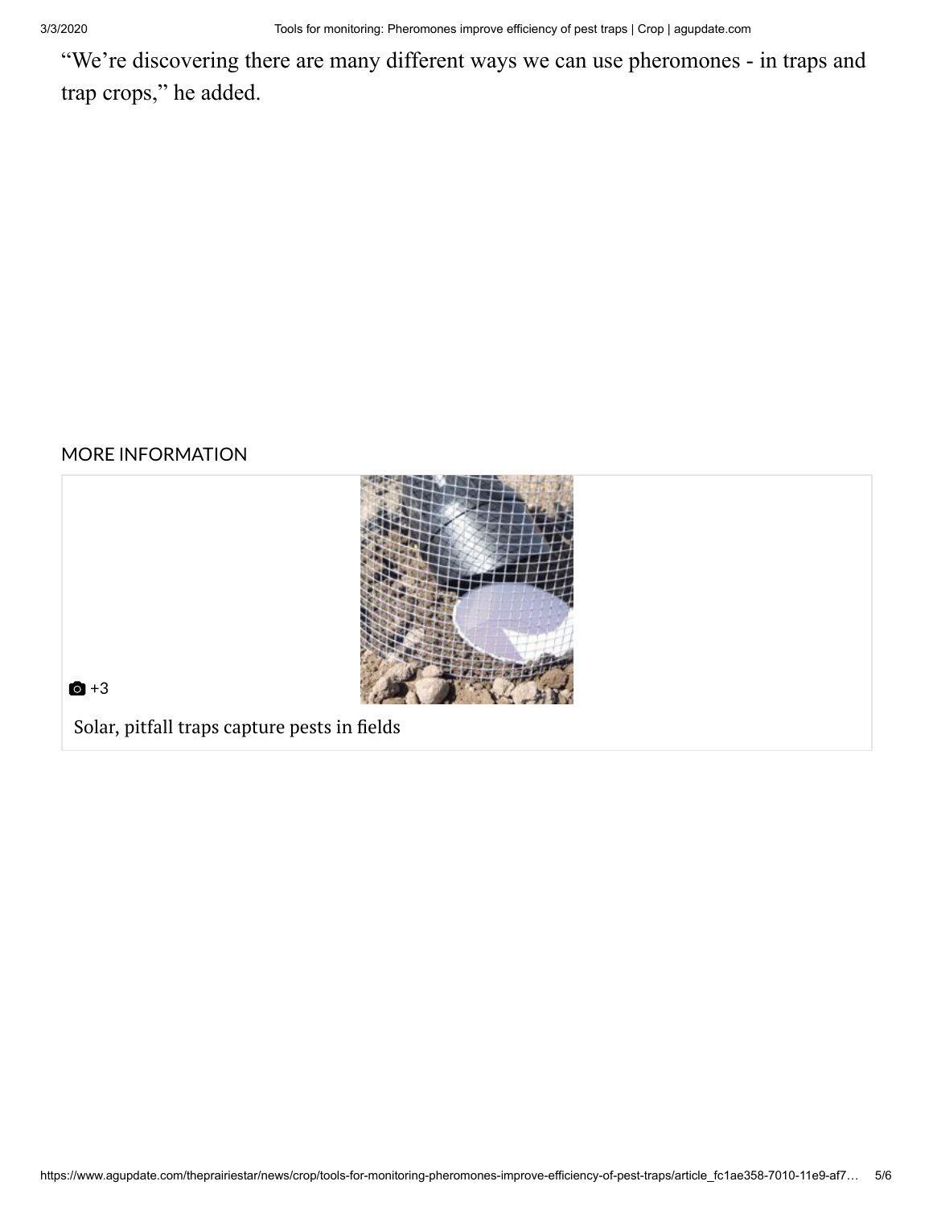"We're discovering there are many different ways we can use pheromones - in traps and trap crops," he added.

## MORE INFORMATION

+3

Solar, pitfall traps capture pests in fields